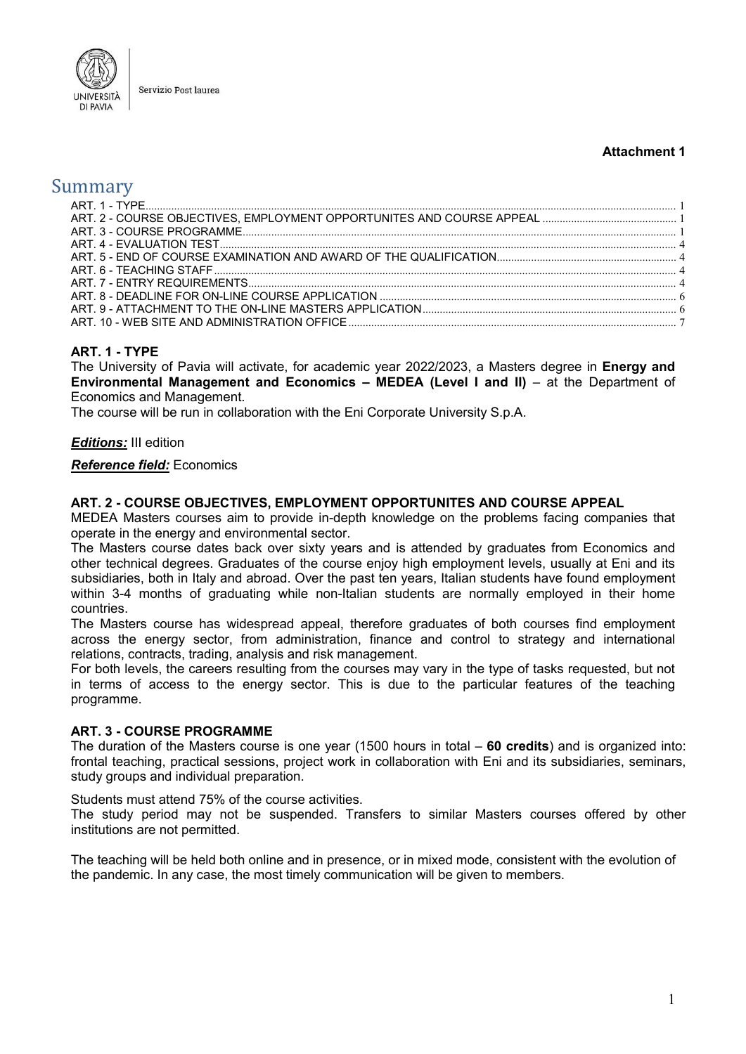Servizio Post laurea

**Attachment 1**

# Summary

ART. 1 - TYPE ..... 1
ART. 2 - COURSE OBJECTIVES, EMPLOYMENT OPPORTUNITES AND COURSE APPEAL ..... 1
ART. 3 - COURSE PROGRAMME ..... 1
ART. 4 - EVALUATION TEST ..... 4
ART. 5 - END OF COURSE EXAMINATION AND AWARD OF THE QUALIFICATION ..... 4
ART. 6 - TEACHING STAFF ..... 4
ART. 7 - ENTRY REQUIREMENTS ..... 4
ART. 8 - DEADLINE FOR ON-LINE COURSE APPLICATION ..... 6
ART. 9 - ATTACHMENT TO THE ON-LINE MASTERS APPLICATION ..... 6
ART. 10 - WEB SITE AND ADMINISTRATION OFFICE ..... 7

## ART. 1 - TYPE

The University of Pavia will activate, for academic year 2022/2023, a Masters degree in **Energy and Environmental Management and Economics – MEDEA (Level I and II)** – at the Department of Economics and Management.
The course will be run in collaboration with the Eni Corporate University S.p.A.

***Editions:*** III edition

***Reference field:*** Economics

## ART. 2 - COURSE OBJECTIVES, EMPLOYMENT OPPORTUNITES AND COURSE APPEAL

MEDEA Masters courses aim to provide in-depth knowledge on the problems facing companies that operate in the energy and environmental sector.
The Masters course dates back over sixty years and is attended by graduates from Economics and other technical degrees. Graduates of the course enjoy high employment levels, usually at Eni and its subsidiaries, both in Italy and abroad. Over the past ten years, Italian students have found employment within 3-4 months of graduating while non-Italian students are normally employed in their home countries.
The Masters course has widespread appeal, therefore graduates of both courses find employment across the energy sector, from administration, finance and control to strategy and international relations, contracts, trading, analysis and risk management.
For both levels, the careers resulting from the courses may vary in the type of tasks requested, but not in terms of access to the energy sector. This is due to the particular features of the teaching programme.

## ART. 3 - COURSE PROGRAMME

The duration of the Masters course is one year (1500 hours in total – **60 credits**) and is organized into: frontal teaching, practical sessions, project work in collaboration with Eni and its subsidiaries, seminars, study groups and individual preparation.

Students must attend 75% of the course activities.
The study period may not be suspended. Transfers to similar Masters courses offered by other institutions are not permitted.

The teaching will be held both online and in presence, or in mixed mode, consistent with the evolution of the pandemic. In any case, the most timely communication will be given to members.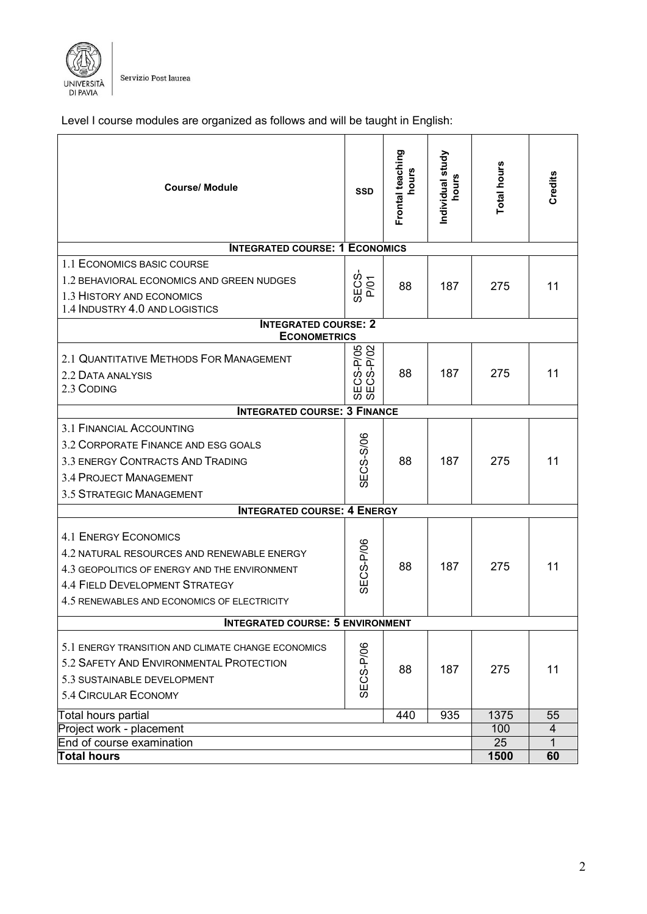Level I course modules are organized as follows and will be taught in English:

| Course/ Module | SSD | Frontal teaching hours | Individual study hours | Total hours | Credits |
|---|---|---|---|---|---|
| **INTEGRATED COURSE: 1 ECONOMICS** | | | | | |
| 1.1 ECONOMICS BASIC COURSE<br>1.2 BEHAVIORAL ECONOMICS AND GREEN NUDGES<br>1.3 HISTORY AND ECONOMICS<br>1.4 INDUSTRY 4.0 AND LOGISTICS | SECS-P/01 | 88 | 187 | 275 | 11 |
| **INTEGRATED COURSE: 2 ECONOMETRICS** | | | | | |
| 2.1 QUANTITATIVE METHODS FOR MANAGEMENT<br>2.2 DATA ANALYSIS<br>2.3 CODING | SECS-P/05<br>SECS-P/02 | 88 | 187 | 275 | 11 |
| **INTEGRATED COURSE: 3 FINANCE** | | | | | |
| 3.1 FINANCIAL ACCOUNTING<br>3.2 CORPORATE FINANCE AND ESG GOALS<br>3.3 ENERGY CONTRACTS AND TRADING<br>3.4 PROJECT MANAGEMENT<br>3.5 STRATEGIC MANAGEMENT | SECS-S/06 | 88 | 187 | 275 | 11 |
| **INTEGRATED COURSE: 4 ENERGY** | | | | | |
| 4.1 ENERGY ECONOMICS<br>4.2 NATURAL RESOURCES AND RENEWABLE ENERGY<br>4.3 GEOPOLITICS OF ENERGY AND THE ENVIRONMENT<br>4.4 FIELD DEVELOPMENT STRATEGY<br>4.5 RENEWABLES AND ECONOMICS OF ELECTRICITY | SECS-P/06 | 88 | 187 | 275 | 11 |
| **INTEGRATED COURSE: 5 ENVIRONMENT** | | | | | |
| 5.1 ENERGY TRANSITION AND CLIMATE CHANGE ECONOMICS<br>5.2 SAFETY AND ENVIRONMENTAL PROTECTION<br>5.3 SUSTAINABLE DEVELOPMENT<br>5.4 CIRCULAR ECONOMY | SECS-P/06 | 88 | 187 | 275 | 11 |
| Total hours partial | | 440 | 935 | 1375 | 55 |
| Project work - placement | | | | 100 | 4 |
| End of course examination | | | | 25 | 1 |
| **Total hours** | | | | **1500** | **60** |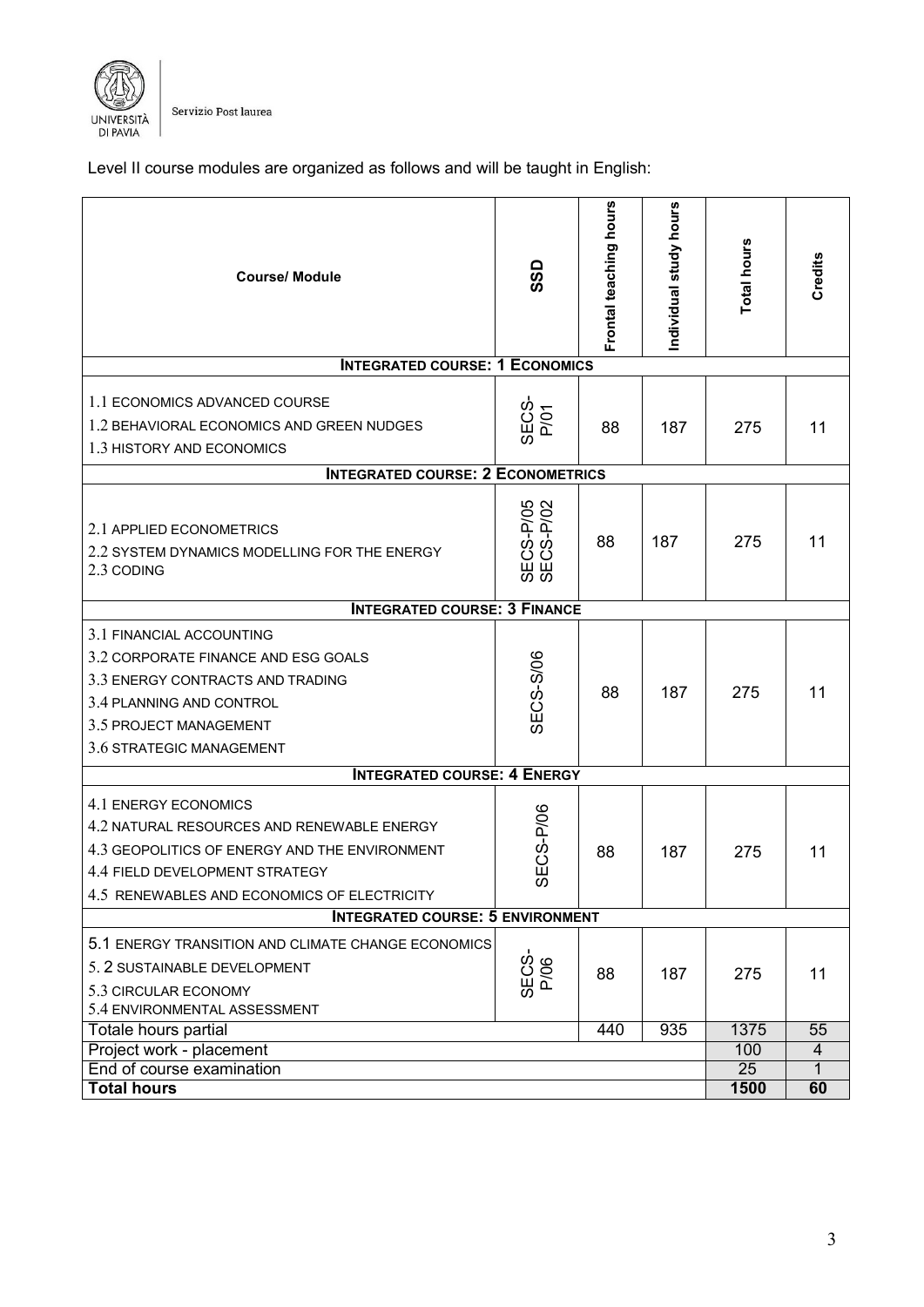Level II course modules are organized as follows and will be taught in English:

| Course/ Module | SSD | Frontal teaching hours | Individual study hours | Total hours | Credits |
|---|---|---|---|---|---|
| **INTEGRATED COURSE: 1 ECONOMICS** | | | | | |
| 1.1 ECONOMICS ADVANCED COURSE<br>1.2 BEHAVIORAL ECONOMICS AND GREEN NUDGES<br>1.3 HISTORY AND ECONOMICS | SECS-P/01 | 88 | 187 | 275 | 11 |
| **INTEGRATED COURSE: 2 ECONOMETRICS** | | | | | |
| 2.1 APPLIED ECONOMETRICS<br>2.2 SYSTEM DYNAMICS MODELLING FOR THE ENERGY<br>2.3 CODING | SECS-P/05<br>SECS-P/02 | 88 | 187 | 275 | 11 |
| **INTEGRATED COURSE: 3 FINANCE** | | | | | |
| 3.1 FINANCIAL ACCOUNTING<br>3.2 CORPORATE FINANCE AND ESG GOALS<br>3.3 ENERGY CONTRACTS AND TRADING<br>3.4 PLANNING AND CONTROL<br>3.5 PROJECT MANAGEMENT<br>3.6 STRATEGIC MANAGEMENT | SECS-S/06 | 88 | 187 | 275 | 11 |
| **INTEGRATED COURSE: 4 ENERGY** | | | | | |
| 4.1 ENERGY ECONOMICS<br>4.2 NATURAL RESOURCES AND RENEWABLE ENERGY<br>4.3 GEOPOLITICS OF ENERGY AND THE ENVIRONMENT<br>4.4 FIELD DEVELOPMENT STRATEGY<br>4.5 RENEWABLES AND ECONOMICS OF ELECTRICITY | SECS-P/06 | 88 | 187 | 275 | 11 |
| **INTEGRATED COURSE: 5 ENVIRONMENT** | | | | | |
| 5.1 ENERGY TRANSITION AND CLIMATE CHANGE ECONOMICS<br>5. 2 SUSTAINABLE DEVELOPMENT<br>5.3 CIRCULAR ECONOMY<br>5.4 ENVIRONMENTAL ASSESSMENT | SECS-P/06 | 88 | 187 | 275 | 11 |
| Totale hours partial | | 440 | 935 | 1375 | 55 |
| Project work - placement | | | | 100 | 4 |
| End of course examination | | | | 25 | 1 |
| **Total hours** | | | | **1500** | **60** |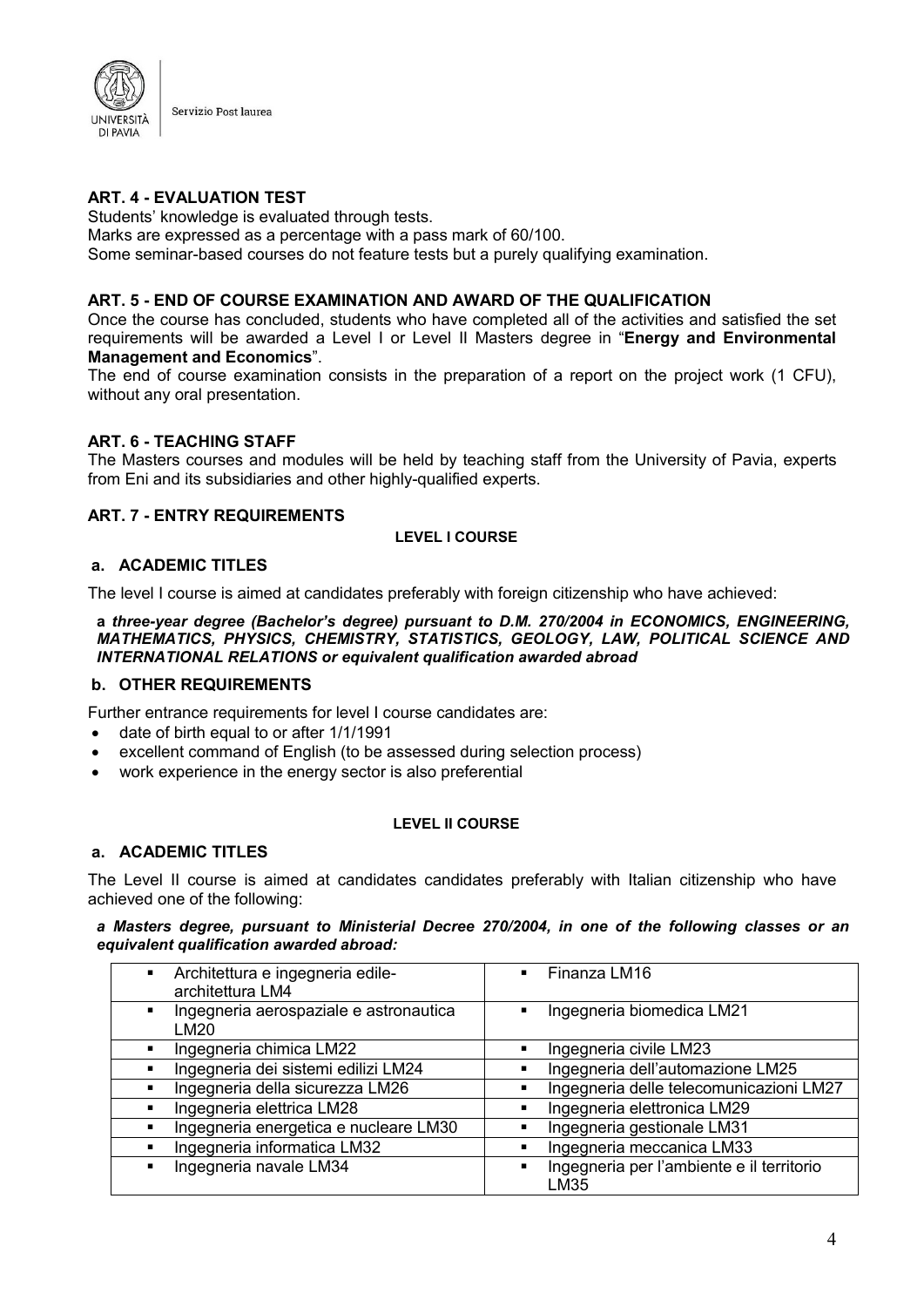## ART. 4 - EVALUATION TEST

Students' knowledge is evaluated through tests.
Marks are expressed as a percentage with a pass mark of 60/100.
Some seminar-based courses do not feature tests but a purely qualifying examination.

## ART. 5 - END OF COURSE EXAMINATION AND AWARD OF THE QUALIFICATION

Once the course has concluded, students who have completed all of the activities and satisfied the set requirements will be awarded a Level I or Level II Masters degree in "**Energy and Environmental Management and Economics**".
The end of course examination consists in the preparation of a report on the project work (1 CFU), without any oral presentation.

## ART. 6 - TEACHING STAFF

The Masters courses and modules will be held by teaching staff from the University of Pavia, experts from Eni and its subsidiaries and other highly-qualified experts.

## ART. 7 - ENTRY REQUIREMENTS

**LEVEL I COURSE**

### a. ACADEMIC TITLES

The level I course is aimed at candidates preferably with foreign citizenship who have achieved:

***a three-year degree (Bachelor's degree) pursuant to D.M. 270/2004 in ECONOMICS, ENGINEERING, MATHEMATICS, PHYSICS, CHEMISTRY, STATISTICS, GEOLOGY, LAW, POLITICAL SCIENCE AND INTERNATIONAL RELATIONS or equivalent qualification awarded abroad***

### b. OTHER REQUIREMENTS

Further entrance requirements for level I course candidates are:

- date of birth equal to or after 1/1/1991
- excellent command of English (to be assessed during selection process)
- work experience in the energy sector is also preferential

**LEVEL II COURSE**

### a. ACADEMIC TITLES

The Level II course is aimed at candidates candidates preferably with Italian citizenship who have achieved one of the following:

***a Masters degree, pursuant to Ministerial Decree 270/2004, in one of the following classes or an equivalent qualification awarded abroad:***

| | |
|---|---|
| Architettura e ingegneria edile-architettura LM4 | Finanza LM16 |
| Ingegneria aerospaziale e astronautica LM20 | Ingegneria biomedica LM21 |
| Ingegneria chimica LM22 | Ingegneria civile LM23 |
| Ingegneria dei sistemi edilizi LM24 | Ingegneria dell'automazione LM25 |
| Ingegneria della sicurezza LM26 | Ingegneria delle telecomunicazioni LM27 |
| Ingegneria elettrica LM28 | Ingegneria elettronica LM29 |
| Ingegneria energetica e nucleare LM30 | Ingegneria gestionale LM31 |
| Ingegneria informatica LM32 | Ingegneria meccanica LM33 |
| Ingegneria navale LM34 | Ingegneria per l'ambiente e il territorio LM35 |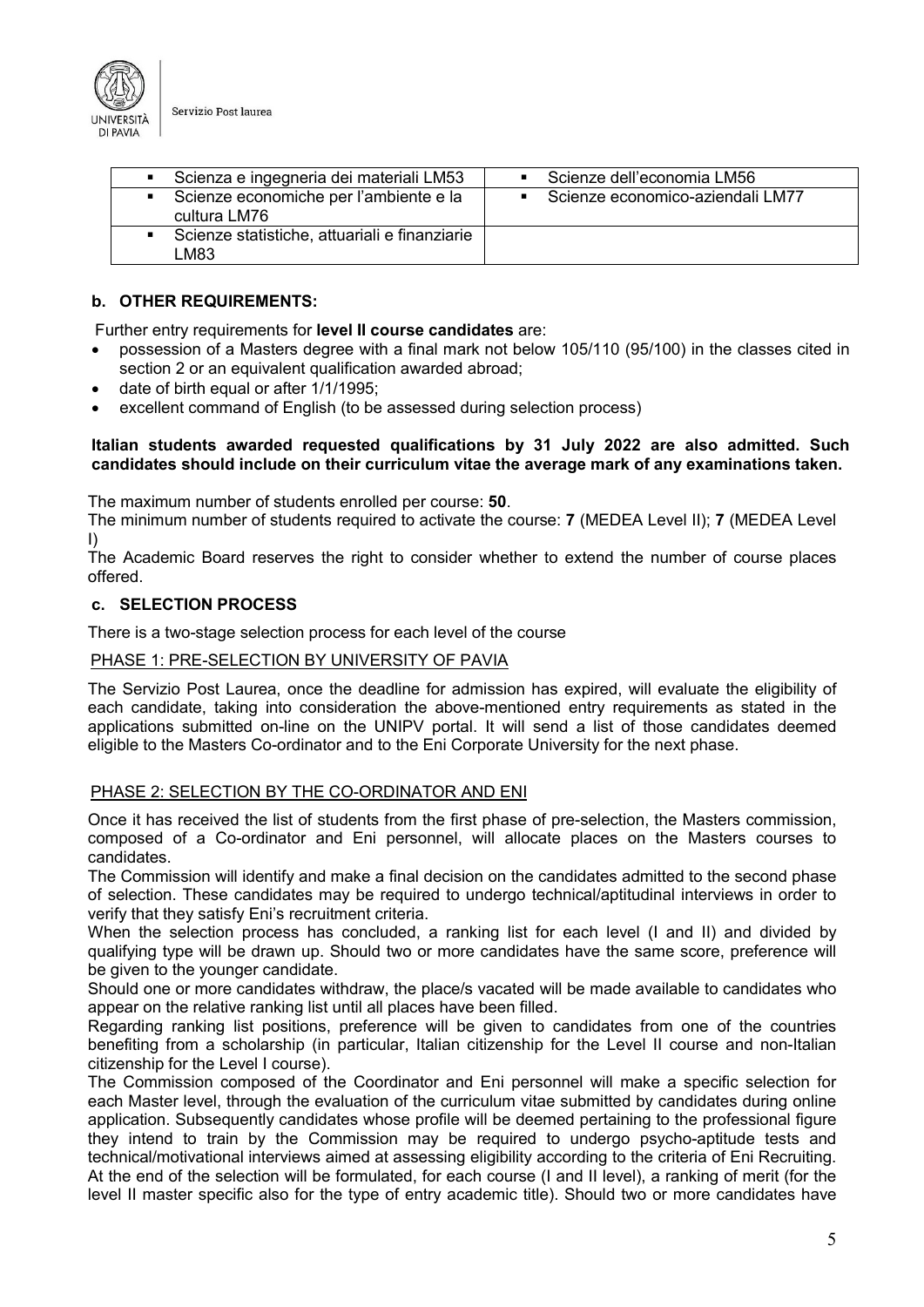| | |
|---|---|
| ▪ Scienza e ingegneria dei materiali LM53 | ▪ Scienze dell'economia LM56 |
| ▪ Scienze economiche per l'ambiente e la cultura LM76 | ▪ Scienze economico-aziendali LM77 |
| ▪ Scienze statistiche, attuariali e finanziarie LM83 | |

### b. OTHER REQUIREMENTS:

Further entry requirements for **level II course candidates** are:

- possession of a Masters degree with a final mark not below 105/110 (95/100) in the classes cited in section 2 or an equivalent qualification awarded abroad;
- date of birth equal or after 1/1/1995;
- excellent command of English (to be assessed during selection process)

**Italian students awarded requested qualifications by 31 July 2022 are also admitted. Such candidates should include on their curriculum vitae the average mark of any examinations taken.**

The maximum number of students enrolled per course: **50**.

The minimum number of students required to activate the course: **7** (MEDEA Level II); **7** (MEDEA Level I)

The Academic Board reserves the right to consider whether to extend the number of course places offered.

### c. SELECTION PROCESS

There is a two-stage selection process for each level of the course

PHASE 1: PRE-SELECTION BY UNIVERSITY OF PAVIA

The Servizio Post Laurea, once the deadline for admission has expired, will evaluate the eligibility of each candidate, taking into consideration the above-mentioned entry requirements as stated in the applications submitted on-line on the UNIPV portal. It will send a list of those candidates deemed eligible to the Masters Co-ordinator and to the Eni Corporate University for the next phase.

PHASE 2: SELECTION BY THE CO-ORDINATOR AND ENI

Once it has received the list of students from the first phase of pre-selection, the Masters commission, composed of a Co-ordinator and Eni personnel, will allocate places on the Masters courses to candidates.

The Commission will identify and make a final decision on the candidates admitted to the second phase of selection. These candidates may be required to undergo technical/aptitudinal interviews in order to verify that they satisfy Eni's recruitment criteria.

When the selection process has concluded, a ranking list for each level (I and II) and divided by qualifying type will be drawn up. Should two or more candidates have the same score, preference will be given to the younger candidate.

Should one or more candidates withdraw, the place/s vacated will be made available to candidates who appear on the relative ranking list until all places have been filled.

Regarding ranking list positions, preference will be given to candidates from one of the countries benefiting from a scholarship (in particular, Italian citizenship for the Level II course and non-Italian citizenship for the Level I course).

The Commission composed of the Coordinator and Eni personnel will make a specific selection for each Master level, through the evaluation of the curriculum vitae submitted by candidates during online application. Subsequently candidates whose profile will be deemed pertaining to the professional figure they intend to train by the Commission may be required to undergo psycho-aptitude tests and technical/motivational interviews aimed at assessing eligibility according to the criteria of Eni Recruiting. At the end of the selection will be formulated, for each course (I and II level), a ranking of merit (for the level II master specific also for the type of entry academic title). Should two or more candidates have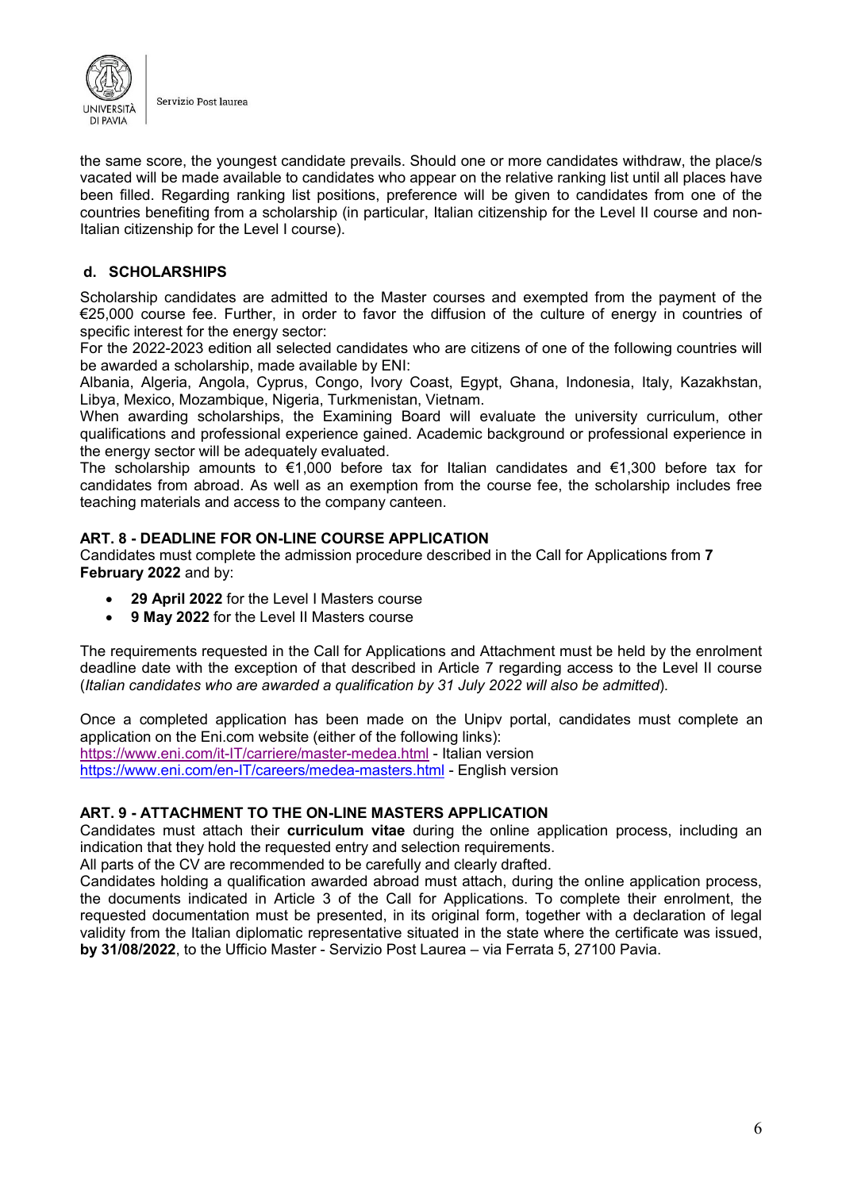the same score, the youngest candidate prevails. Should one or more candidates withdraw, the place/s vacated will be made available to candidates who appear on the relative ranking list until all places have been filled. Regarding ranking list positions, preference will be given to candidates from one of the countries benefiting from a scholarship (in particular, Italian citizenship for the Level II course and non-Italian citizenship for the Level I course).

### d. SCHOLARSHIPS

Scholarship candidates are admitted to the Master courses and exempted from the payment of the €25,000 course fee. Further, in order to favor the diffusion of the culture of energy in countries of specific interest for the energy sector:

For the 2022-2023 edition all selected candidates who are citizens of one of the following countries will be awarded a scholarship, made available by ENI:

Albania, Algeria, Angola, Cyprus, Congo, Ivory Coast, Egypt, Ghana, Indonesia, Italy, Kazakhstan, Libya, Mexico, Mozambique, Nigeria, Turkmenistan, Vietnam.

When awarding scholarships, the Examining Board will evaluate the university curriculum, other qualifications and professional experience gained. Academic background or professional experience in the energy sector will be adequately evaluated.

The scholarship amounts to €1,000 before tax for Italian candidates and €1,300 before tax for candidates from abroad. As well as an exemption from the course fee, the scholarship includes free teaching materials and access to the company canteen.

### ART. 8 - DEADLINE FOR ON-LINE COURSE APPLICATION

Candidates must complete the admission procedure described in the Call for Applications from **7 February 2022** and by:

- **29 April 2022** for the Level I Masters course
- **9 May 2022** for the Level II Masters course

The requirements requested in the Call for Applications and Attachment must be held by the enrolment deadline date with the exception of that described in Article 7 regarding access to the Level II course (*Italian candidates who are awarded a qualification by 31 July 2022 will also be admitted*).

Once a completed application has been made on the Unipv portal, candidates must complete an application on the Eni.com website (either of the following links):

https://www.eni.com/it-IT/carriere/master-medea.html - Italian version
https://www.eni.com/en-IT/careers/medea-masters.html - English version

### ART. 9 - ATTACHMENT TO THE ON-LINE MASTERS APPLICATION

Candidates must attach their **curriculum vitae** during the online application process, including an indication that they hold the requested entry and selection requirements.

All parts of the CV are recommended to be carefully and clearly drafted.

Candidates holding a qualification awarded abroad must attach, during the online application process, the documents indicated in Article 3 of the Call for Applications. To complete their enrolment, the requested documentation must be presented, in its original form, together with a declaration of legal validity from the Italian diplomatic representative situated in the state where the certificate was issued, **by 31/08/2022**, to the Ufficio Master - Servizio Post Laurea – via Ferrata 5, 27100 Pavia.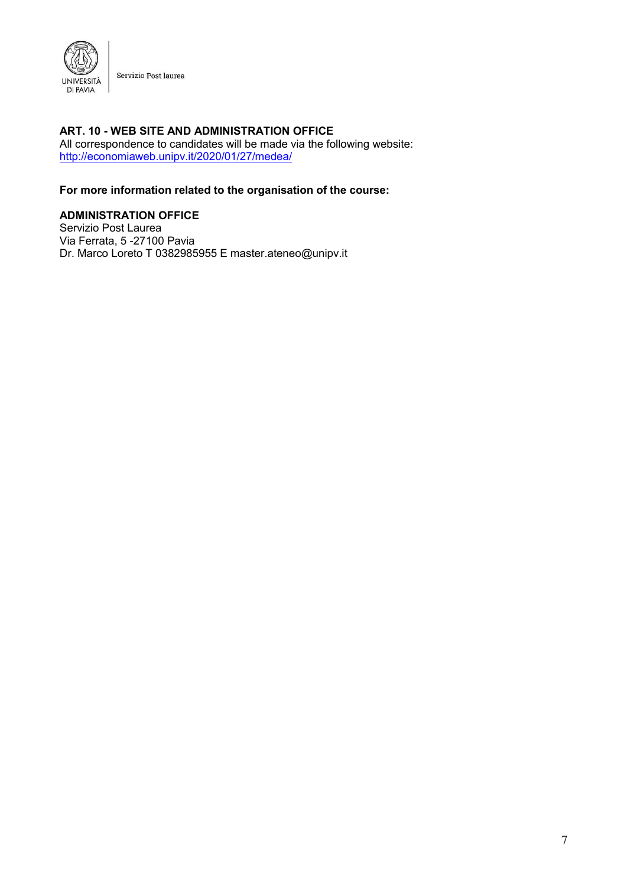## ART. 10 - WEB SITE AND ADMINISTRATION OFFICE

All correspondence to candidates will be made via the following website:
[http://economiaweb.unipv.it/2020/01/27/medea/](http://economiaweb.unipv.it/2020/01/27/medea/)

**For more information related to the organisation of the course:**

**ADMINISTRATION OFFICE**
Servizio Post Laurea
Via Ferrata, 5 -27100 Pavia
Dr. Marco Loreto T 0382985955 E master.ateneo@unipv.it